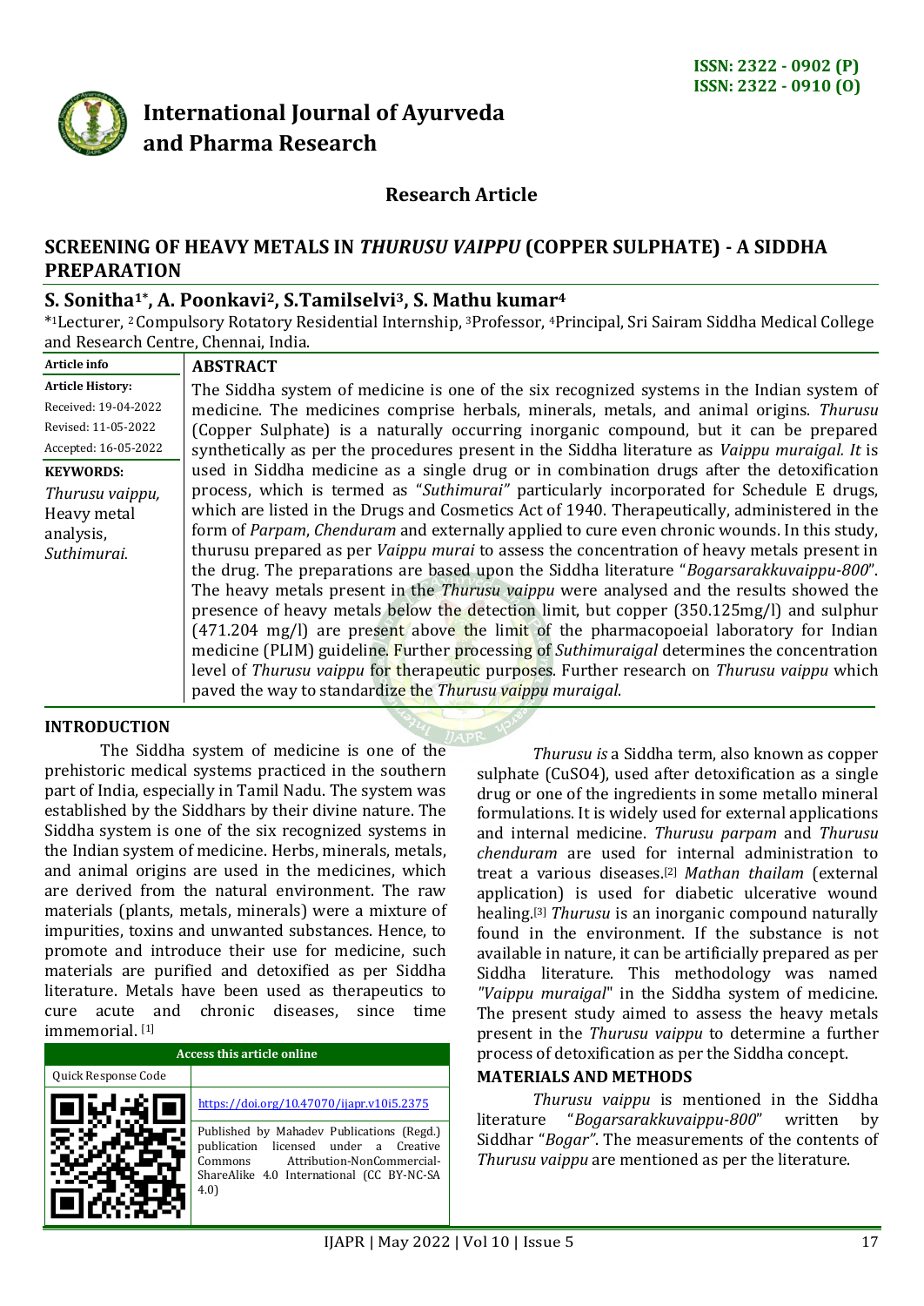ISSN: 2322 - 0902 (P)
ISSN: 2322 - 0910 (O)

# International Journal of Ayurveda and Pharma Research

**Research Article**

## SCREENING OF HEAVY METALS IN *THURUSU VAIPPU* (COPPER SULPHATE) - A SIDDHA PREPARATION

**S. Sonitha[1*], A. Poonkavi[2], S.Tamilselvi[3], S. Mathu kumar[4]**

*[1]Lecturer, [2]Compulsory Rotatory Residential Internship, [3]Professor, [4]Principal, Sri Sairam Siddha Medical College and Research Centre, Chennai, India.

**Article info**

**Article History:**
Received: 19-04-2022
Revised: 11-05-2022
Accepted: 16-05-2022

**KEYWORDS:** *Thurusu vaippu,* Heavy metal analysis, *Suthimurai.*

**ABSTRACT**

The Siddha system of medicine is one of the six recognized systems in the Indian system of medicine. The medicines comprise herbals, minerals, metals, and animal origins. *Thurusu* (Copper Sulphate) is a naturally occurring inorganic compound, but it can be prepared synthetically as per the procedures present in the Siddha literature as *Vaippu muraigal. It* is used in Siddha medicine as a single drug or in combination drugs after the detoxification process, which is termed as "*Suthimurai"* particularly incorporated for Schedule E drugs, which are listed in the Drugs and Cosmetics Act of 1940. Therapeutically, administered in the form of *Parpam*, *Chenduram* and externally applied to cure even chronic wounds. In this study, thurusu prepared as per *Vaippu murai* to assess the concentration of heavy metals present in the drug. The preparations are based upon the Siddha literature "*Bogarsarakkuvaippu-800*". The heavy metals present in the *Thurusu vaippu* were analysed and the results showed the presence of heavy metals below the detection limit, but copper (350.125mg/l) and sulphur (471.204 mg/l) are present above the limit of the pharmacopoeial laboratory for Indian medicine (PLIM) guideline. Further processing of *Suthimuraigal* determines the concentration level of *Thurusu vaippu* for therapeutic purposes. Further research on *Thurusu vaippu* which paved the way to standardize the *Thurusu vaippu muraigal.*

### INTRODUCTION

The Siddha system of medicine is one of the prehistoric medical systems practiced in the southern part of India, especially in Tamil Nadu. The system was established by the Siddhars by their divine nature. The Siddha system is one of the six recognized systems in the Indian system of medicine. Herbs, minerals, metals, and animal origins are used in the medicines, which are derived from the natural environment. The raw materials (plants, metals, minerals) were a mixture of impurities, toxins and unwanted substances. Hence, to promote and introduce their use for medicine, such materials are purified and detoxified as per Siddha literature. Metals have been used as therapeutics to cure acute and chronic diseases, since time immemorial. [1]

| Access this article online | |
|---|---|
| Quick Response Code | https://doi.org/10.47070/ijapr.v10i5.2375 |
| | Published by Mahadev Publications (Regd.) publication licensed under a Creative Commons Attribution-NonCommercial-ShareAlike 4.0 International (CC BY-NC-SA 4.0) |

*Thurusu is* a Siddha term, also known as copper sulphate ($CuSO_4$), used after detoxification as a single drug or one of the ingredients in some metallo mineral formulations. It is widely used for external applications and internal medicine. *Thurusu parpam* and *Thurusu chenduram* are used for internal administration to treat a various diseases.[2] *Mathan thailam* (external application) is used for diabetic ulcerative wound healing.[3] *Thurusu* is an inorganic compound naturally found in the environment. If the substance is not available in nature, it can be artificially prepared as per Siddha literature. This methodology was named *"Vaippu muraigal*" in the Siddha system of medicine. The present study aimed to assess the heavy metals present in the *Thurusu vaippu* to determine a further process of detoxification as per the Siddha concept.

### MATERIALS AND METHODS

*Thurusu vaippu* is mentioned in the Siddha literature "*Bogarsarakkuvaippu-800*" written by Siddhar "*Bogar"*. The measurements of the contents of *Thurusu vaippu* are mentioned as per the literature.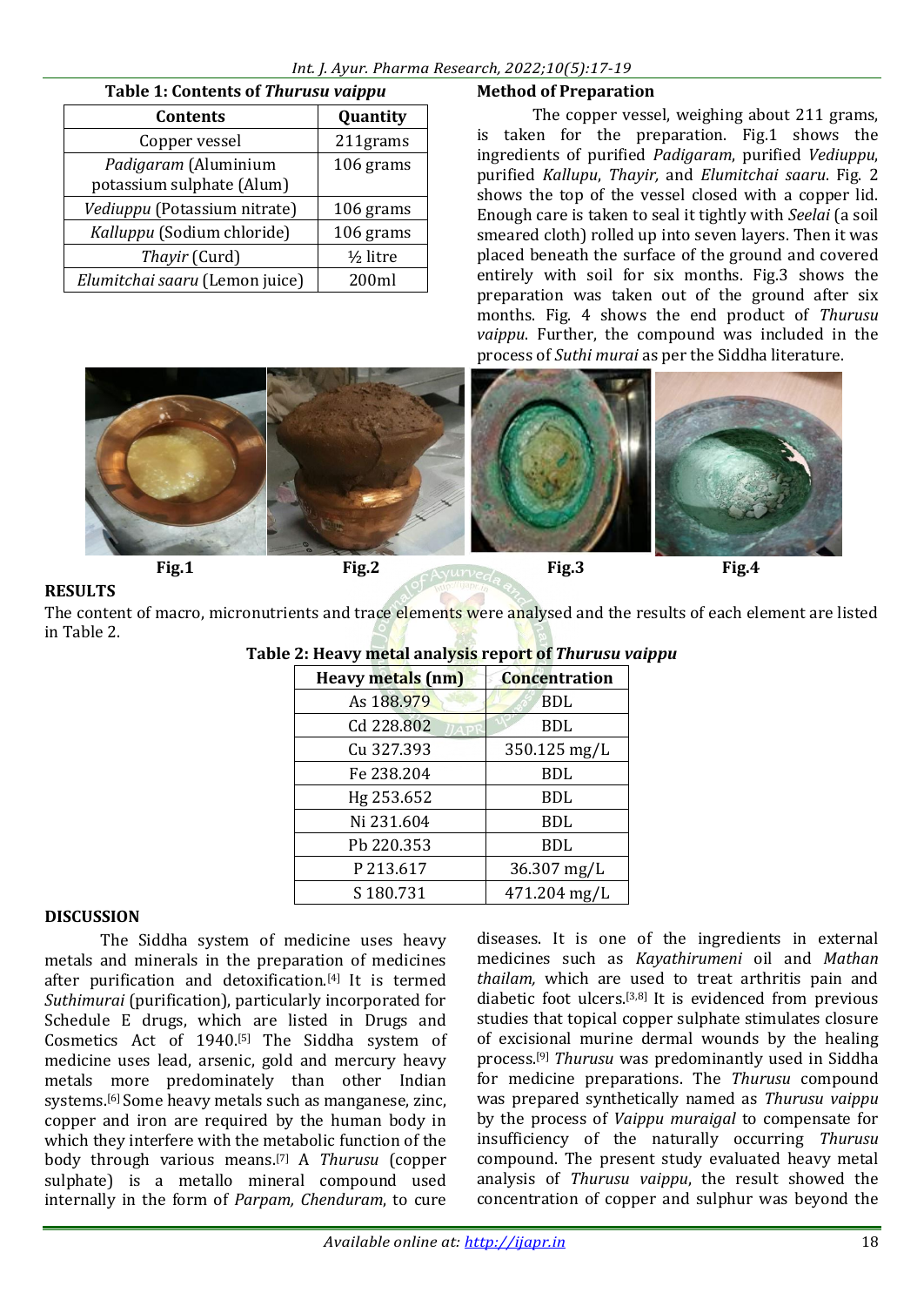**Table 1: Contents of *Thurusu vaippu***

| Contents | Quantity |
|---|---|
| Copper vessel | 211grams |
| *Padigaram* (Aluminium potassium sulphate (Alum) | 106 grams |
| *Vediuppu* (Potassium nitrate) | 106 grams |
| *Kalluppu* (Sodium chloride) | 106 grams |
| *Thayir* (Curd) | ½ litre |
| *Elumitchai saaru* (Lemon juice) | 200ml |

**Method of Preparation**

The copper vessel, weighing about 211 grams, is taken for the preparation. Fig.1 shows the ingredients of purified *Padigaram*, purified *Vediuppu*, purified *Kallupu*, *Thayir,* and *Elumitchai saaru*. Fig. 2 shows the top of the vessel closed with a copper lid. Enough care is taken to seal it tightly with *Seelai* (a soil smeared cloth) rolled up into seven layers. Then it was placed beneath the surface of the ground and covered entirely with soil for six months. Fig.3 shows the preparation was taken out of the ground after six months. Fig. 4 shows the end product of *Thurusu vaippu*. Further, the compound was included in the process of *Suthi murai* as per the Siddha literature.

Fig.1 Fig.2 Fig.3 Fig.4

## RESULTS

The content of macro, micronutrients and trace elements were analysed and the results of each element are listed in Table 2.

**Table 2: Heavy metal analysis report of *Thurusu vaippu***

| Heavy metals (nm) | Concentration |
|---|---|
| As 188.979 | BDL |
| Cd 228.802 | BDL |
| Cu 327.393 | 350.125 mg/L |
| Fe 238.204 | BDL |
| Hg 253.652 | BDL |
| Ni 231.604 | BDL |
| Pb 220.353 | BDL |
| P 213.617 | 36.307 mg/L |
| S 180.731 | 471.204 mg/L |

## DISCUSSION

The Siddha system of medicine uses heavy metals and minerals in the preparation of medicines after purification and detoxification.[4] It is termed *Suthimurai* (purification), particularly incorporated for Schedule E drugs, which are listed in Drugs and Cosmetics Act of 1940.[5] The Siddha system of medicine uses lead, arsenic, gold and mercury heavy metals more predominately than other Indian systems.[6] Some heavy metals such as manganese, zinc, copper and iron are required by the human body in which they interfere with the metabolic function of the body through various means.[7] A *Thurusu* (copper sulphate) is a metallo mineral compound used internally in the form of *Parpam, Chenduram*, to cure diseases. It is one of the ingredients in external medicines such as *Kayathirumeni* oil and *Mathan thailam,* which are used to treat arthritis pain and diabetic foot ulcers.[3,8] It is evidenced from previous studies that topical copper sulphate stimulates closure of excisional murine dermal wounds by the healing process.[9] *Thurusu* was predominantly used in Siddha for medicine preparations. The *Thurusu* compound was prepared synthetically named as *Thurusu vaippu* by the process of *Vaippu muraigal* to compensate for insufficiency of the naturally occurring *Thurusu* compound. The present study evaluated heavy metal analysis of *Thurusu vaippu*, the result showed the concentration of copper and sulphur was beyond the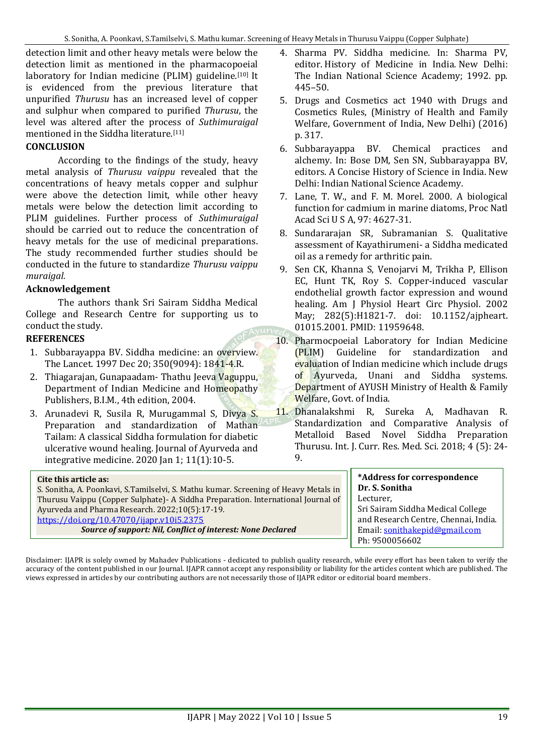detection limit and other heavy metals were below the detection limit as mentioned in the pharmacopoeial laboratory for Indian medicine (PLIM) guideline.[10] It is evidenced from the previous literature that unpurified *Thurusu* has an increased level of copper and sulphur when compared to purified *Thurusu*, the level was altered after the process of *Suthimuraigal* mentioned in the Siddha literature.[11]

## CONCLUSION

According to the findings of the study, heavy metal analysis of *Thurusu vaippu* revealed that the concentrations of heavy metals copper and sulphur were above the detection limit, while other heavy metals were below the detection limit according to PLIM guidelines. Further process of *Suthimuraigal* should be carried out to reduce the concentration of heavy metals for the use of medicinal preparations. The study recommended further studies should be conducted in the future to standardize *Thurusu vaippu muraigal.*

## Acknowledgement

The authors thank Sri Sairam Siddha Medical College and Research Centre for supporting us to conduct the study.

## REFERENCES

1. Subbarayappa BV. Siddha medicine: an overview. The Lancet. 1997 Dec 20; 350(9094): 1841-4.R.
2. Thiagarajan, Gunapaadam- Thathu Jeeva Vaguppu, Department of Indian Medicine and Homeopathy Publishers, B.I.M., 4th edition, 2004.
3. Arunadevi R, Susila R, Murugammal S, Divya S. Preparation and standardization of Mathan Tailam: A classical Siddha formulation for diabetic ulcerative wound healing. Journal of Ayurveda and integrative medicine. 2020 Jan 1; 11(1):10-5.
4. Sharma PV. Siddha medicine. In: Sharma PV, editor. History of Medicine in India. New Delhi: The Indian National Science Academy; 1992. pp. 445–50.
5. Drugs and Cosmetics act 1940 with Drugs and Cosmetics Rules, (Ministry of Health and Family Welfare, Government of India, New Delhi) (2016) p. 317.
6. Subbarayappa BV. Chemical practices and alchemy. In: Bose DM, Sen SN, Subbarayappa BV, editors. A Concise History of Science in India. New Delhi: Indian National Science Academy.
7. Lane, T. W., and F. M. Morel. 2000. A biological function for cadmium in marine diatoms, Proc Natl Acad Sci U S A, 97: 4627-31.
8. Sundararajan SR, Subramanian S. Qualitative assessment of Kayathirumeni- a Siddha medicated oil as a remedy for arthritic pain.
9. Sen CK, Khanna S, Venojarvi M, Trikha P, Ellison EC, Hunt TK, Roy S. Copper-induced vascular endothelial growth factor expression and wound healing. Am J Physiol Heart Circ Physiol. 2002 May; 282(5):H1821-7. doi: 10.1152/ajpheart.01015.2001. PMID: 11959648.
10. Pharmocpoeial Laboratory for Indian Medicine (PLIM) Guideline for standardization and evaluation of Indian medicine which include drugs of Ayurveda, Unani and Siddha systems. Department of AYUSH Ministry of Health & Family Welfare, Govt. of India.
11. Dhanalakshmi R, Sureka A, Madhavan R. Standardization and Comparative Analysis of Metalloid Based Novel Siddha Preparation Thurusu. Int. J. Curr. Res. Med. Sci. 2018; 4 (5): 24-9.

**Cite this article as:**
S. Sonitha, A. Poonkavi, S.Tamilselvi, S. Mathu kumar. Screening of Heavy Metals in Thurusu Vaippu (Copper Sulphate)- A Siddha Preparation. International Journal of Ayurveda and Pharma Research. 2022;10(5):17-19.
https://doi.org/10.47070/ijapr.v10i5.2375
***Source of support: Nil, Conflict of interest: None Declared***

**\*Address for correspondence**
**Dr. S. Sonitha**
Lecturer,
Sri Sairam Siddha Medical College and Research Centre, Chennai, India.
Email: sonithakepid@gmail.com
Ph: 9500056602

Disclaimer: IJAPR is solely owned by Mahadev Publications - dedicated to publish quality research, while every effort has been taken to verify the accuracy of the content published in our Journal. IJAPR cannot accept any responsibility or liability for the articles content which are published. The views expressed in articles by our contributing authors are not necessarily those of IJAPR editor or editorial board members.